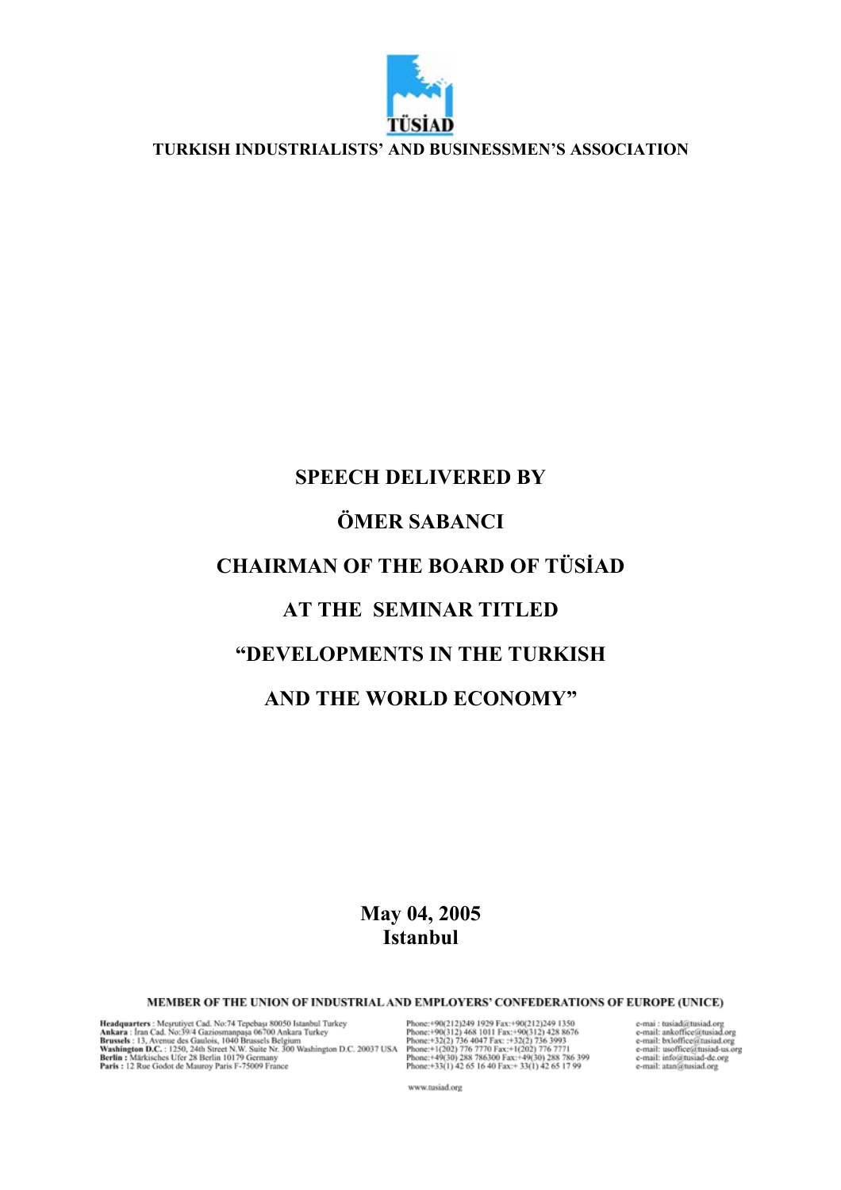TÜSİAD

**TURKISH INDUSTRIALISTS' AND BUSINESSMEN'S ASSOCIATION**

# SPEECH DELIVERED BY

# ÖMER SABANCI

# CHAIRMAN OF THE BOARD OF TÜSİAD

# AT THE SEMINAR TITLED

# "DEVELOPMENTS IN THE TURKISH AND THE WORLD ECONOMY"

**May 04, 2005**
**Istanbul**

**MEMBER OF THE UNION OF INDUSTRIAL AND EMPLOYERS' CONFEDERATIONS OF EUROPE (UNICE)**

**Headquarters** : Meşrutiyet Cad. No:74 Tepebaşı 80050 Istanbul Turkey — Phone:+90(212)249 1929 Fax:+90(212)249 1350 — e-mai : tusiad@tusiad.org
**Ankara** : İran Cad. No:39/4 Gaziosmanpaşa 06700 Ankara Turkey — Phone:+90(312) 468 1011 Fax:+90(312) 428 8676 — e-mail: ankoffice@tusiad.org
**Brussels** : 13, Avenue des Gaulois, 1040 Brussels Belgium — Phone:+32(2) 736 4047 Fax: :+32(2) 736 3993 — e-mail: bxloffice@tusiad.org
**Washington D.C.** : 1250, 24th Street N.W. Suite Nr. 300 Washington D.C. 20037 USA — Phone:+1(202) 776 7770 Fax:+1(202) 776 7771 — e-mail: usoffice@tusiad-us.org
**Berlin** : Märkisches Ufer 28 Berlin 10179 Germany — Phone:+49(30) 288 786300 Fax:+49(30) 288 786 399 — e-mail: info@tusiad-de.org
**Paris** : 12 Rue Godot de Mauroy Paris F-75009 France — Phone:+33(1) 42 65 16 40 Fax:+ 33(1) 42 65 17 99 — e-mail: atan@tusiad.org

www.tusiad.org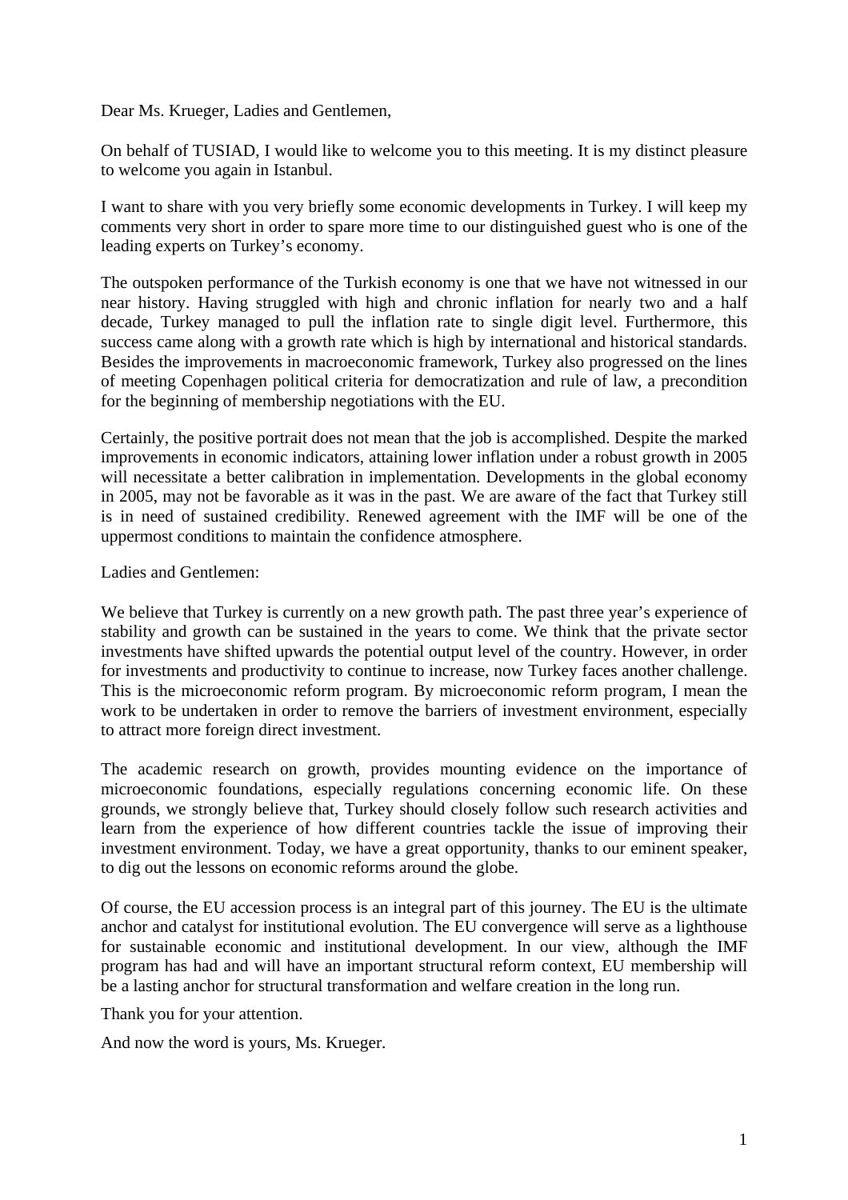Dear Ms. Krueger, Ladies and Gentlemen,

On behalf of TUSIAD, I would like to welcome you to this meeting. It is my distinct pleasure to welcome you again in Istanbul.

I want to share with you very briefly some economic developments in Turkey. I will keep my comments very short in order to spare more time to our distinguished guest who is one of the leading experts on Turkey's economy.

The outspoken performance of the Turkish economy is one that we have not witnessed in our near history. Having struggled with high and chronic inflation for nearly two and a half decade, Turkey managed to pull the inflation rate to single digit level. Furthermore, this success came along with a growth rate which is high by international and historical standards. Besides the improvements in macroeconomic framework, Turkey also progressed on the lines of meeting Copenhagen political criteria for democratization and rule of law, a precondition for the beginning of membership negotiations with the EU.

Certainly, the positive portrait does not mean that the job is accomplished. Despite the marked improvements in economic indicators, attaining lower inflation under a robust growth in 2005 will necessitate a better calibration in implementation. Developments in the global economy in 2005, may not be favorable as it was in the past. We are aware of the fact that Turkey still is in need of sustained credibility. Renewed agreement with the IMF will be one of the uppermost conditions to maintain the confidence atmosphere.

Ladies and Gentlemen:

We believe that Turkey is currently on a new growth path. The past three year's experience of stability and growth can be sustained in the years to come. We think that the private sector investments have shifted upwards the potential output level of the country. However, in order for investments and productivity to continue to increase, now Turkey faces another challenge. This is the microeconomic reform program. By microeconomic reform program, I mean the work to be undertaken in order to remove the barriers of investment environment, especially to attract more foreign direct investment.

The academic research on growth, provides mounting evidence on the importance of microeconomic foundations, especially regulations concerning economic life. On these grounds, we strongly believe that, Turkey should closely follow such research activities and learn from the experience of how different countries tackle the issue of improving their investment environment. Today, we have a great opportunity, thanks to our eminent speaker, to dig out the lessons on economic reforms around the globe.

Of course, the EU accession process is an integral part of this journey. The EU is the ultimate anchor and catalyst for institutional evolution. The EU convergence will serve as a lighthouse for sustainable economic and institutional development. In our view, although the IMF program has had and will have an important structural reform context, EU membership will be a lasting anchor for structural transformation and welfare creation in the long run.

Thank you for your attention.

And now the word is yours, Ms. Krueger.